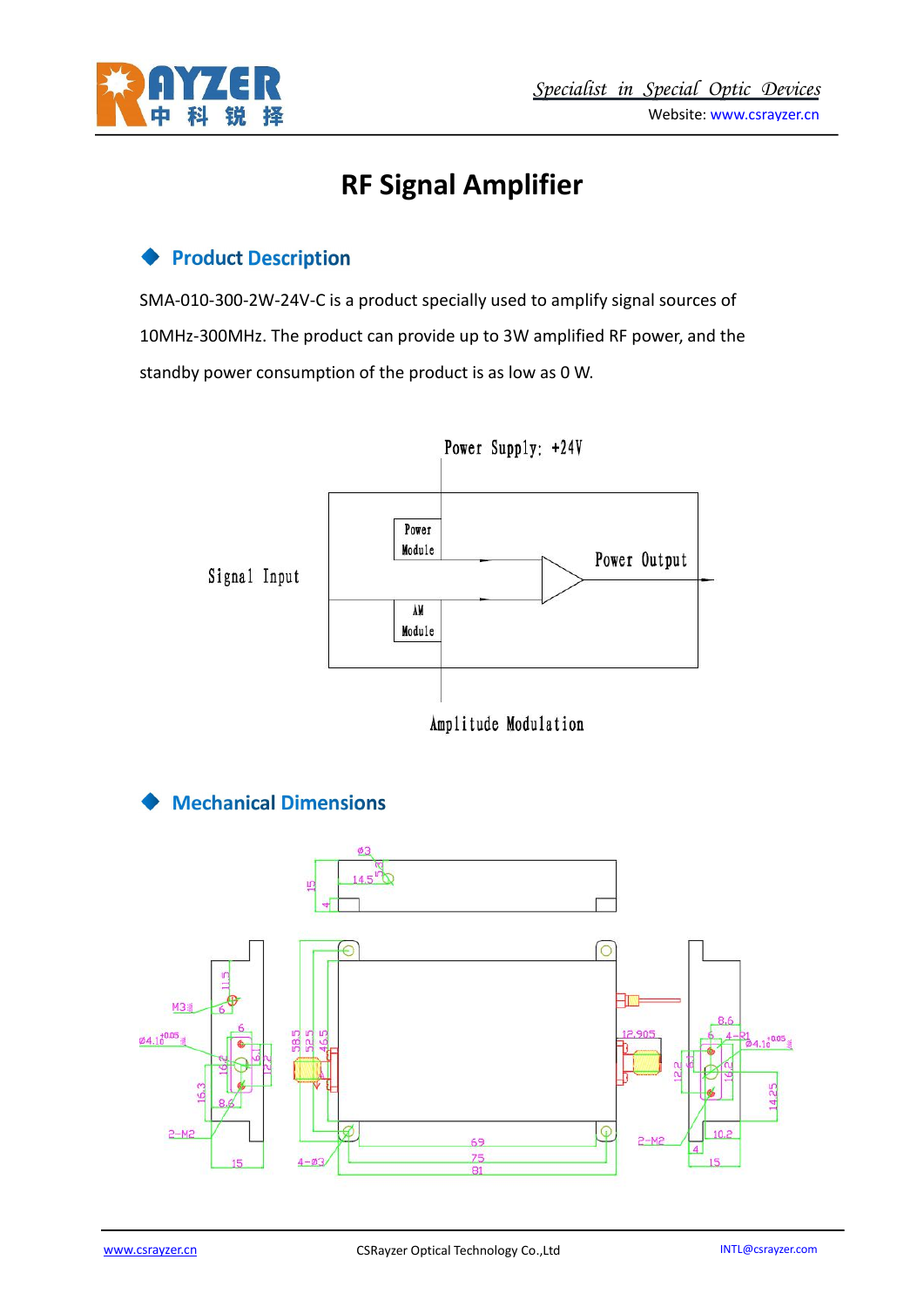# RF Signal Amplifier

## Product Description

SMA-010-300-2W-24V-C is a product specially used to amplify signal sources of 10MHz-300MHz. The product can provide up to 3W amplified RF power, and the standby power consumption of the product is as low as 0 W.

## Mechanical Dimensions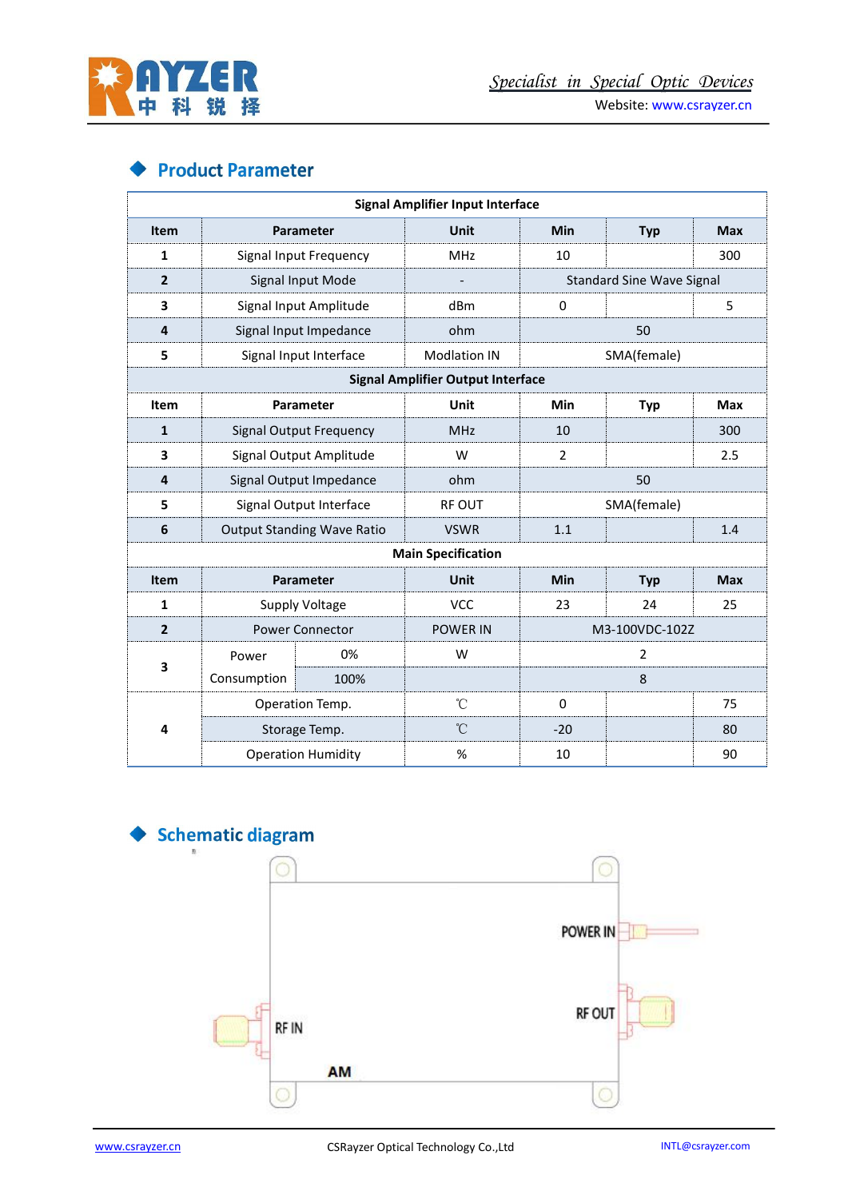## Product Parameter

| Item | Parameter | | Unit | Min | Typ | Max |
|---|---|---|---|---|---|---|
| **Signal Amplifier Input Interface** | | | | | | |
| **Item** | **Parameter** | | **Unit** | **Min** | **Typ** | **Max** |
| 1 | Signal Input Frequency | | MHz | 10 | | 300 |
| 2 | Signal Input Mode | | - | Standard Sine Wave Signal | | |
| 3 | Signal Input Amplitude | | dBm | 0 | | 5 |
| 4 | Signal Input Impedance | | ohm | 50 | | |
| 5 | Signal Input Interface | | Modlation IN | SMA(female) | | |
| **Signal Amplifier Output Interface** | | | | | | |
| **Item** | **Parameter** | | **Unit** | **Min** | **Typ** | **Max** |
| 1 | Signal Output Frequency | | MHz | 10 | | 300 |
| 3 | Signal Output Amplitude | | W | 2 | | 2.5 |
| 4 | Signal Output Impedance | | ohm | 50 | | |
| 5 | Signal Output Interface | | RF OUT | SMA(female) | | |
| 6 | Output Standing Wave Ratio | | VSWR | 1.1 | | 1.4 |
| **Main Specification** | | | | | | |
| **Item** | **Parameter** | | **Unit** | **Min** | **Typ** | **Max** |
| 1 | Supply Voltage | | VCC | 23 | 24 | 25 |
| 2 | Power Connector | | POWER IN | M3-100VDC-102Z | | |
| 3 | Power Consumption | 0% | W | 2 | | |
| | | 100% | | 8 | | |
| 4 | Operation Temp. | | ℃ | 0 | | 75 |
| | Storage Temp. | | ℃ | -20 | | 80 |
| | Operation Humidity | | % | 10 | | 90 |

## Schematic diagram

POWER IN

RF OUT

RF IN

AM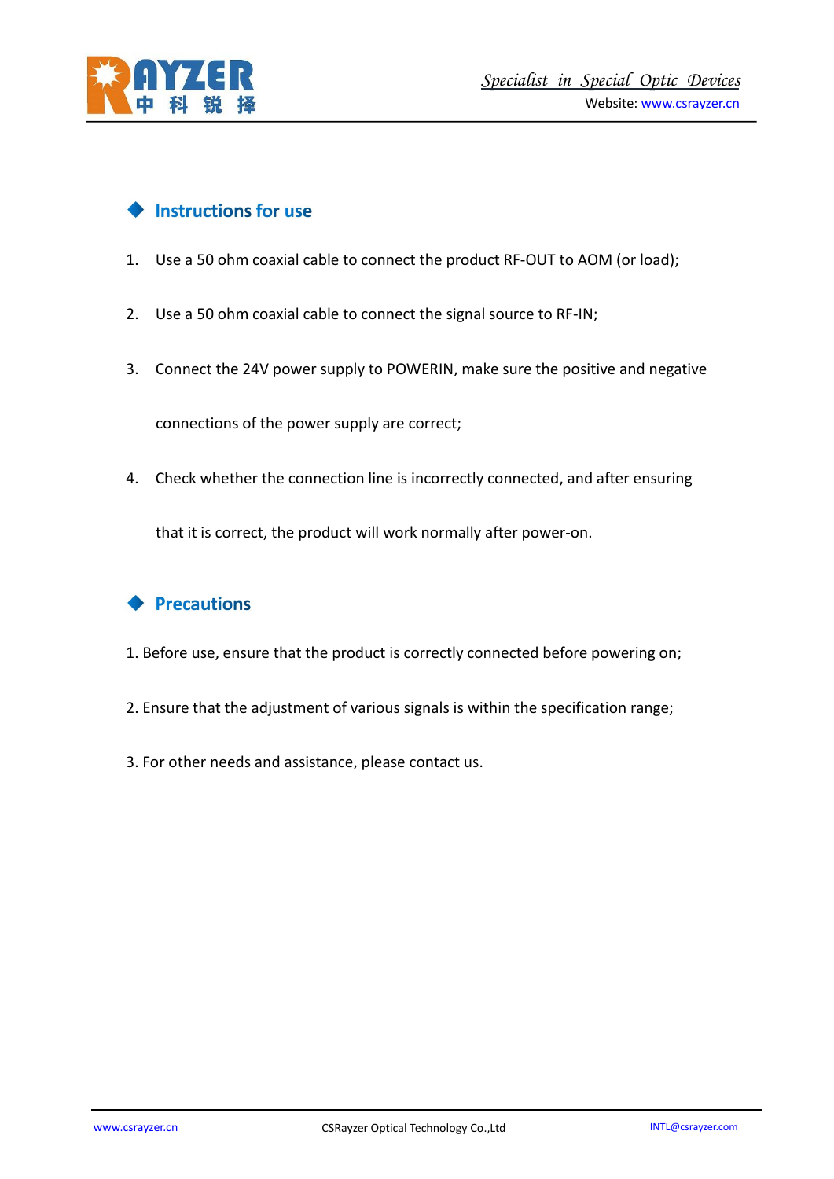## Instructions for use

1. Use a 50 ohm coaxial cable to connect the product RF-OUT to AOM (or load);
2. Use a 50 ohm coaxial cable to connect the signal source to RF-IN;
3. Connect the 24V power supply to POWERIN, make sure the positive and negative connections of the power supply are correct;
4. Check whether the connection line is incorrectly connected, and after ensuring that it is correct, the product will work normally after power-on.

## Precautions

1. Before use, ensure that the product is correctly connected before powering on;
2. Ensure that the adjustment of various signals is within the specification range;
3. For other needs and assistance, please contact us.